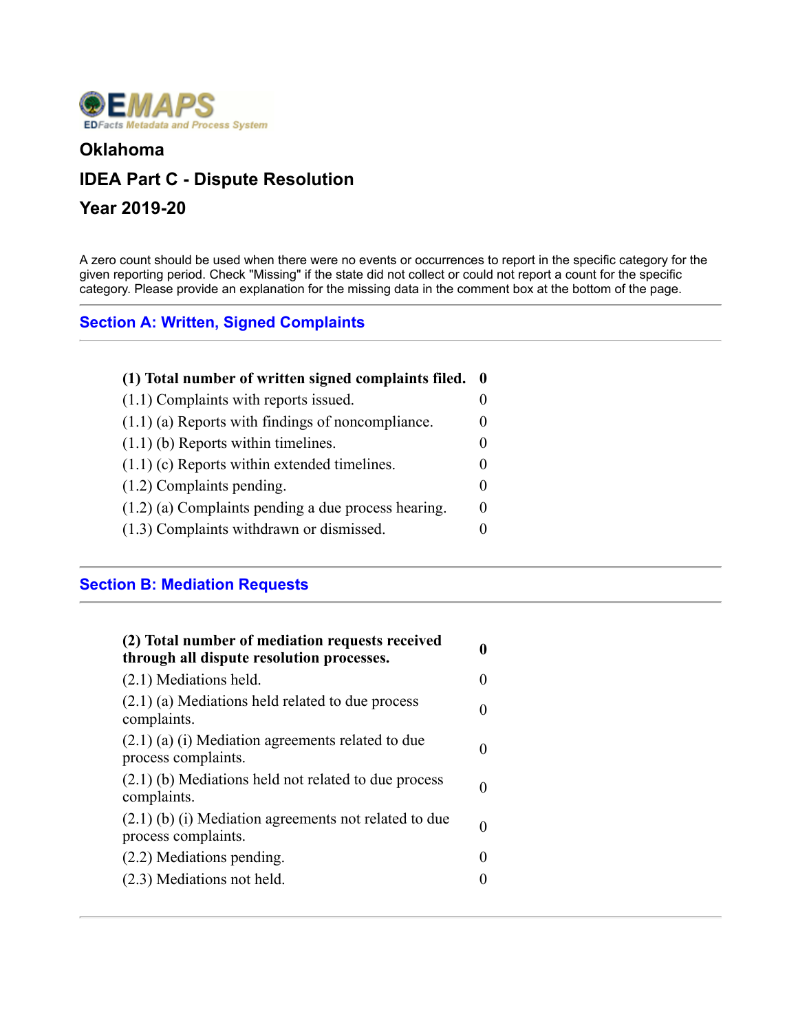EMAPS
EDFacts Metadata and Process System

# Oklahoma

## IDEA Part C - Dispute Resolution

## Year 2019-20

A zero count should be used when there were no events or occurrences to report in the specific category for the given reporting period. Check "Missing" if the state did not collect or could not report a count for the specific category. Please provide an explanation for the missing data in the comment box at the bottom of the page.

### Section A: Written, Signed Complaints

| | |
|---|---|
| **(1) Total number of written signed complaints filed.** | **0** |
| (1.1) Complaints with reports issued. | 0 |
| (1.1) (a) Reports with findings of noncompliance. | 0 |
| (1.1) (b) Reports within timelines. | 0 |
| (1.1) (c) Reports within extended timelines. | 0 |
| (1.2) Complaints pending. | 0 |
| (1.2) (a) Complaints pending a due process hearing. | 0 |
| (1.3) Complaints withdrawn or dismissed. | 0 |

### Section B: Mediation Requests

| | |
|---|---|
| **(2) Total number of mediation requests received through all dispute resolution processes.** | **0** |
| (2.1) Mediations held. | 0 |
| (2.1) (a) Mediations held related to due process complaints. | 0 |
| (2.1) (a) (i) Mediation agreements related to due process complaints. | 0 |
| (2.1) (b) Mediations held not related to due process complaints. | 0 |
| (2.1) (b) (i) Mediation agreements not related to due process complaints. | 0 |
| (2.2) Mediations pending. | 0 |
| (2.3) Mediations not held. | 0 |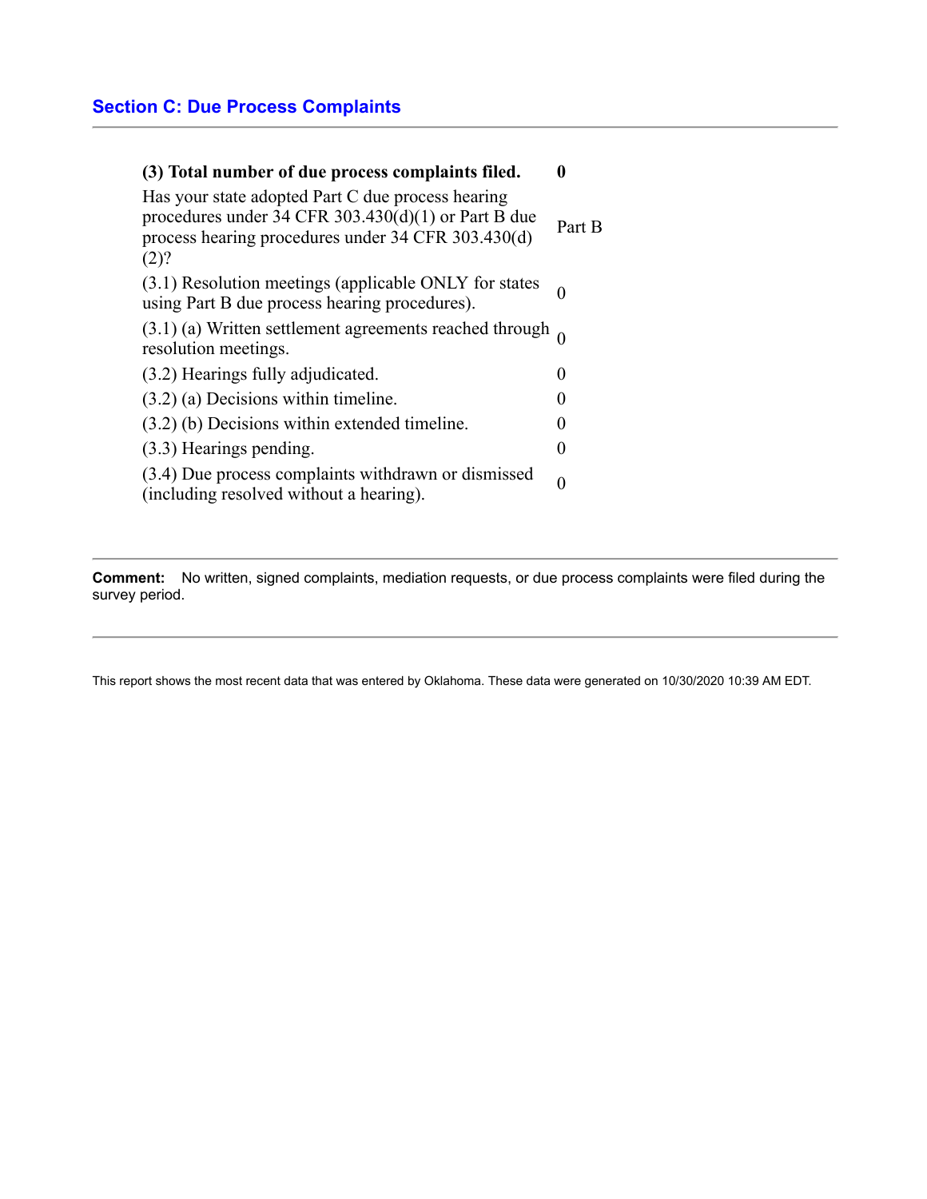## Section C: Due Process Complaints

| | |
|---|---|
| **(3) Total number of due process complaints filed.** | **0** |
| Has your state adopted Part C due process hearing procedures under 34 CFR 303.430(d)(1) or Part B due process hearing procedures under 34 CFR 303.430(d)(2)? | Part B |
| (3.1) Resolution meetings (applicable ONLY for states using Part B due process hearing procedures). | 0 |
| (3.1) (a) Written settlement agreements reached through resolution meetings. | 0 |
| (3.2) Hearings fully adjudicated. | 0 |
| (3.2) (a) Decisions within timeline. | 0 |
| (3.2) (b) Decisions within extended timeline. | 0 |
| (3.3) Hearings pending. | 0 |
| (3.4) Due process complaints withdrawn or dismissed (including resolved without a hearing). | 0 |

**Comment:** No written, signed complaints, mediation requests, or due process complaints were filed during the survey period.

This report shows the most recent data that was entered by Oklahoma. These data were generated on 10/30/2020 10:39 AM EDT.